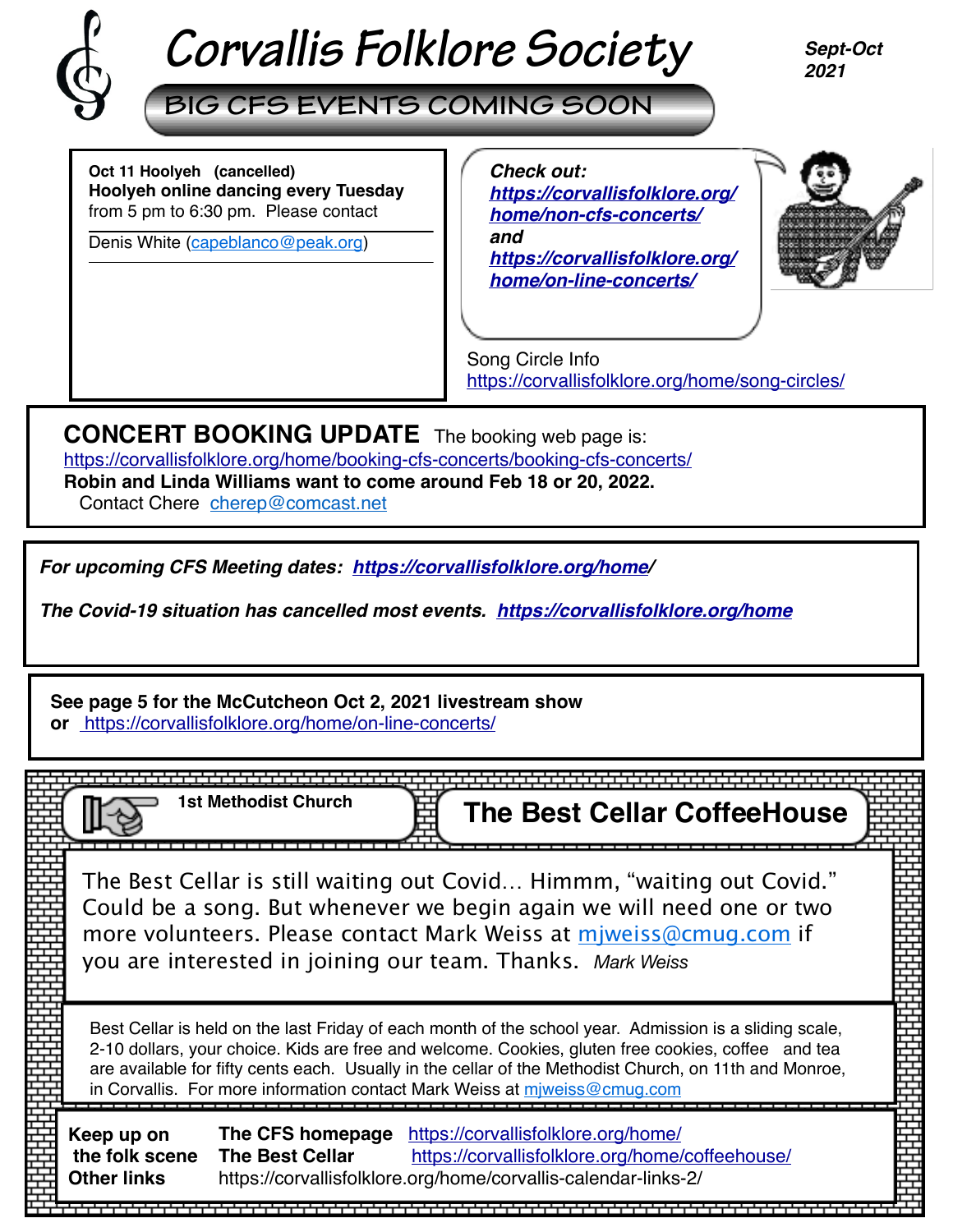# Corvallis Folklore Society

**Sept-Oct 2021**

## BIG CFS EVENTS COMING SOON

**Oct 11 Hoolyeh (cancelled)**
**Hoolyeh online dancing every Tuesday** from 5 pm to 6:30 pm. Please contact Denis White (capeblanco@peak.org)

***Check out:***
***https://corvallisfolklore.org/home/non-cfs-concerts/***
***and***
***https://corvallisfolklore.org/home/on-line-concerts/***

Song Circle Info
https://corvallisfolklore.org/home/song-circles/

**CONCERT BOOKING UPDATE** The booking web page is:
https://corvallisfolklore.org/home/booking-cfs-concerts/booking-cfs-concerts/
**Robin and Linda Williams want to come around Feb 18 or 20, 2022.**
Contact Chere cherep@comcast.net

***For upcoming CFS Meeting dates: https://corvallisfolklore.org/home/***

***The Covid-19 situation has cancelled most events. https://corvallisfolklore.org/home***

**See page 5 for the McCutcheon Oct 2, 2021 livestream show**
**or** https://corvallisfolklore.org/home/on-line-concerts/

**1st Methodist Church**

## The Best Cellar CoffeeHouse

The Best Cellar is still waiting out Covid… Himmm, "waiting out Covid." Could be a song. But whenever we begin again we will need one or two more volunteers. Please contact Mark Weiss at mjweiss@cmug.com if you are interested in joining our team. Thanks. *Mark Weiss*

Best Cellar is held on the last Friday of each month of the school year. Admission is a sliding scale, 2-10 dollars, your choice. Kids are free and welcome. Cookies, gluten free cookies, coffee and tea are available for fifty cents each. Usually in the cellar of the Methodist Church, on 11th and Monroe, in Corvallis. For more information contact Mark Weiss at mjweiss@cmug.com

**Keep up on the folk scene**
**The CFS homepage** https://corvallisfolklore.org/home/
**The Best Cellar** https://corvallisfolklore.org/home/coffeehouse/
**Other links** https://corvallisfolklore.org/home/corvallis-calendar-links-2/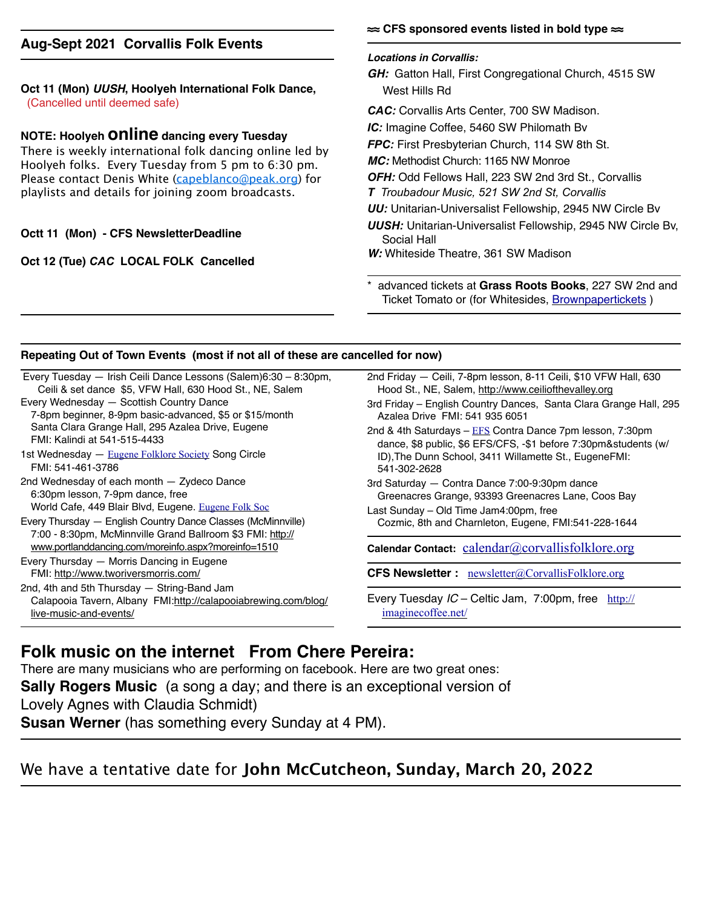## Aug-Sept 2021 Corvallis Folk Events

**Oct 11 (Mon) *UUSH*, Hoolyeh International Folk Dance,**
(Cancelled until deemed safe)

**NOTE: Hoolyeh online dancing every Tuesday**
There is weekly international folk dancing online led by Hoolyeh folks. Every Tuesday from 5 pm to 6:30 pm. Please contact Denis White (capeblanco@peak.org) for playlists and details for joining zoom broadcasts.

**Octt 11 (Mon) - CFS NewsletterDeadline**

**Oct 12 (Tue) *CAC* LOCAL FOLK Cancelled**

**≈≈ CFS sponsored events listed in bold type ≈≈**

***Locations in Corvallis:***

***GH:*** Gatton Hall, First Congregational Church, 4515 SW West Hills Rd
***CAC:*** Corvallis Arts Center, 700 SW Madison.
***IC:*** Imagine Coffee, 5460 SW Philomath Bv
***FPC:*** First Presbyterian Church, 114 SW 8th St.
***MC:*** Methodist Church: 1165 NW Monroe
***OFH:*** Odd Fellows Hall, 223 SW 2nd 3rd St., Corvallis
***T*** *Troubadour Music, 521 SW 2nd St, Corvallis*
***UU:*** Unitarian-Universalist Fellowship, 2945 NW Circle Bv
***UUSH:*** Unitarian-Universalist Fellowship, 2945 NW Circle Bv, Social Hall
***W:*** Whiteside Theatre, 361 SW Madison

* advanced tickets at **Grass Roots Books**, 227 SW 2nd and Ticket Tomato or (for Whitesides, Brownpapertickets )

### Repeating Out of Town Events (most if not all of these are cancelled for now)

Every Tuesday — Irish Ceili Dance Lessons (Salem)6:30 – 8:30pm, Ceili & set dance $5, VFW Hall, 630 Hood St., NE, Salem

Every Wednesday — Scottish Country Dance 7-8pm beginner, 8-9pm basic-advanced, $5 or $15/month Santa Clara Grange Hall, 295 Azalea Drive, Eugene FMI: Kalindi at 541-515-4433

1st Wednesday — Eugene Folklore Society Song Circle FMI: 541-461-3786

2nd Wednesday of each month — Zydeco Dance 6:30pm lesson, 7-9pm dance, free World Cafe, 449 Blair Blvd, Eugene. Eugene Folk Soc

Every Thursday — English Country Dance Classes (McMinnville) 7:00 - 8:30pm, McMinnville Grand Ballroom $3 FMI: http://www.portlanddancing.com/moreinfo.aspx?moreinfo=1510

Every Thursday — Morris Dancing in Eugene FMI: http://www.tworiversmorris.com/

2nd, 4th and 5th Thursday — String-Band Jam Calapooia Tavern, Albany FMI:http://calapooiabrewing.com/blog/live-music-and-events/

2nd Friday — Ceili, 7-8pm lesson, 8-11 Ceili, $10 VFW Hall, 630 Hood St., NE, Salem, http://www.ceiliofthevalley.org

3rd Friday – English Country Dances, Santa Clara Grange Hall, 295 Azalea Drive FMI: 541 935 6051

2nd & 4th Saturdays – EFS Contra Dance 7pm lesson, 7:30pm dance, $8 public, $6 EFS/CFS, -$1 before 7:30pm&students (w/ ID),The Dunn School, 3411 Willamette St., EugeneFMI: 541-302-2628

3rd Saturday — Contra Dance 7:00-9:30pm dance Greenacres Grange, 93393 Greenacres Lane, Coos Bay

Last Sunday – Old Time Jam4:00pm, free Cozmic, 8th and Charnleton, Eugene, FMI:541-228-1644

**Calendar Contact:** calendar@corvallisfolklore.org

**CFS Newsletter :** newsletter@CorvallisFolklore.org

Every Tuesday *IC* – Celtic Jam, 7:00pm, free http://imaginecoffee.net/

## Folk music on the internet From Chere Pereira:

There are many musicians who are performing on facebook. Here are two great ones:
**Sally Rogers Music** (a song a day; and there is an exceptional version of Lovely Agnes with Claudia Schmidt)
**Susan Werner** (has something every Sunday at 4 PM).

We have a tentative date for **John McCutcheon, Sunday, March 20, 2022**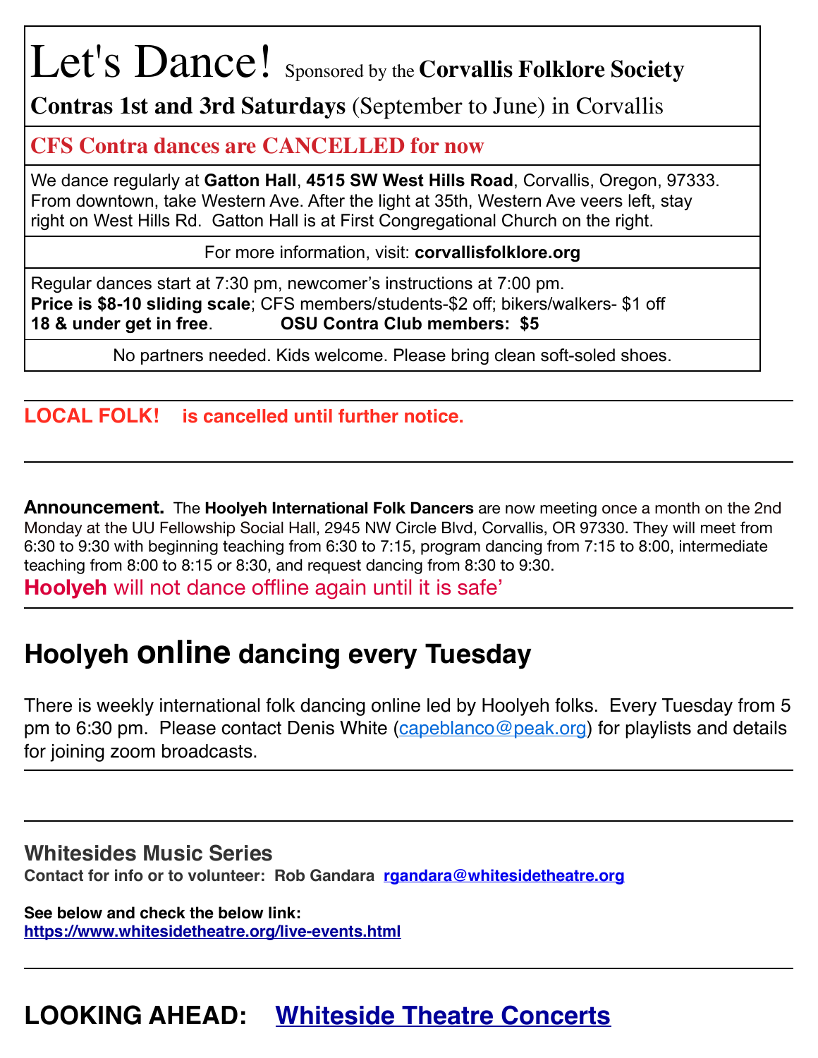# Let's Dance! Sponsored by the **Corvallis Folklore Society**

**Contras 1st and 3rd Saturdays** (September to June) in Corvallis

**CFS Contra dances are CANCELLED for now**

We dance regularly at **Gatton Hall**, **4515 SW West Hills Road**, Corvallis, Oregon, 97333. From downtown, take Western Ave. After the light at 35th, Western Ave veers left, stay right on West Hills Rd. Gatton Hall is at First Congregational Church on the right.

For more information, visit: **corvallisfolklore.org**

Regular dances start at 7:30 pm, newcomer's instructions at 7:00 pm.
**Price is $8-10 sliding scale**; CFS members/students-$2 off; bikers/walkers- $1 off
**18 & under get in free**. **OSU Contra Club members: $5**

No partners needed. Kids welcome. Please bring clean soft-soled shoes.

---

**LOCAL FOLK! is cancelled until further notice.**

---

**Announcement.** The **Hoolyeh International Folk Dancers** are now meeting once a month on the 2nd Monday at the UU Fellowship Social Hall, 2945 NW Circle Blvd, Corvallis, OR 97330. They will meet from 6:30 to 9:30 with beginning teaching from 6:30 to 7:15, program dancing from 7:15 to 8:00, intermediate teaching from 8:00 to 8:15 or 8:30, and request dancing from 8:30 to 9:30.

**Hoolyeh** will not dance offline again until it is safe'

---

## Hoolyeh online dancing every Tuesday

There is weekly international folk dancing online led by Hoolyeh folks. Every Tuesday from 5 pm to 6:30 pm. Please contact Denis White (capeblanco@peak.org) for playlists and details for joining zoom broadcasts.

---

### Whitesides Music Series

**Contact for info or to volunteer: Rob Gandara rgandara@whitesidetheatre.org**

**See below and check the below link:**
**https://www.whitesidetheatre.org/live-events.html**

---

## LOOKING AHEAD: Whiteside Theatre Concerts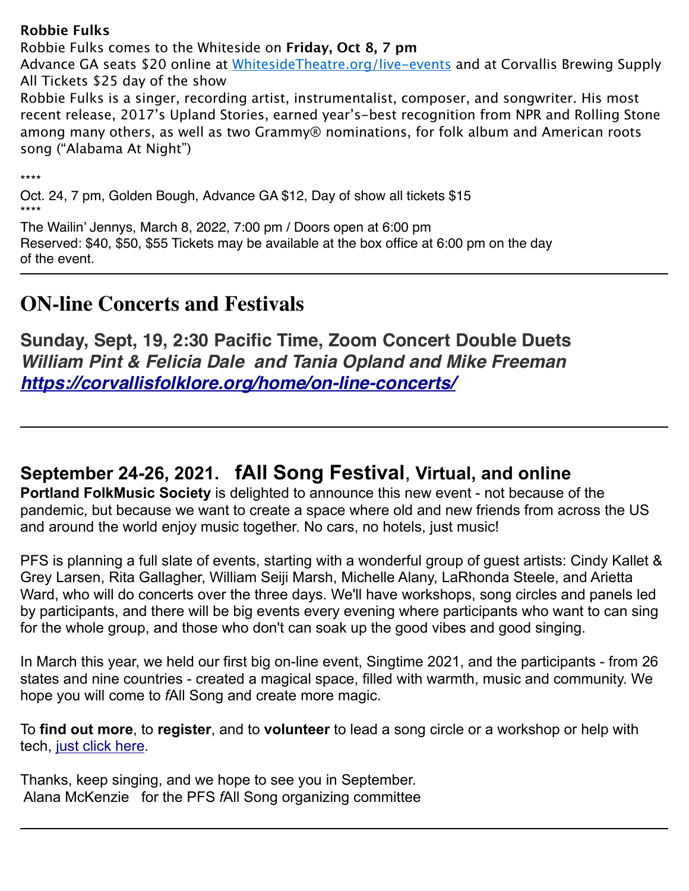**Robbie Fulks**

Robbie Fulks comes to the Whiteside on **Friday, Oct 8, 7 pm**

Advance GA seats $20 online at WhitesideTheatre.org/live-events and at Corvallis Brewing Supply

All Tickets $25 day of the show

Robbie Fulks is a singer, recording artist, instrumentalist, composer, and songwriter. His most recent release, 2017's Upland Stories, earned year's-best recognition from NPR and Rolling Stone among many others, as well as two Grammy® nominations, for folk album and American roots song ("Alabama At Night")

****

Oct. 24, 7 pm, Golden Bough, Advance GA $12, Day of show all tickets $15

****

The Wailin' Jennys, March 8, 2022, 7:00 pm / Doors open at 6:00 pm

Reserved: $40, $50, $55 Tickets may be available at the box office at 6:00 pm on the day of the event.

---

# ON-line Concerts and Festivals

### Sunday, Sept, 19, 2:30 Pacific Time, Zoom Concert Double Duets

***William Pint & Felicia Dale and Tania Opland and Mike Freeman***

***https://corvallisfolklore.org/home/on-line-concerts/***

---

## September 24-26, 2021. fAll Song Festival, Virtual, and online

**Portland FolkMusic Society** is delighted to announce this new event - not because of the pandemic, but because we want to create a space where old and new friends from across the US and around the world enjoy music together. No cars, no hotels, just music!

PFS is planning a full slate of events, starting with a wonderful group of guest artists: Cindy Kallet & Grey Larsen, Rita Gallagher, William Seiji Marsh, Michelle Alany, LaRhonda Steele, and Arietta Ward, who will do concerts over the three days. We'll have workshops, song circles and panels led by participants, and there will be big events every evening where participants who want to can sing for the whole group, and those who don't can soak up the good vibes and good singing.

In March this year, we held our first big on-line event, Singtime 2021, and the participants - from 26 states and nine countries - created a magical space, filled with warmth, music and community. We hope you will come to *f*All Song and create more magic.

To **find out more**, to **register**, and to **volunteer** to lead a song circle or a workshop or help with tech, just click here.

Thanks, keep singing, and we hope to see you in September.
Alana McKenzie for the PFS *f*All Song organizing committee

---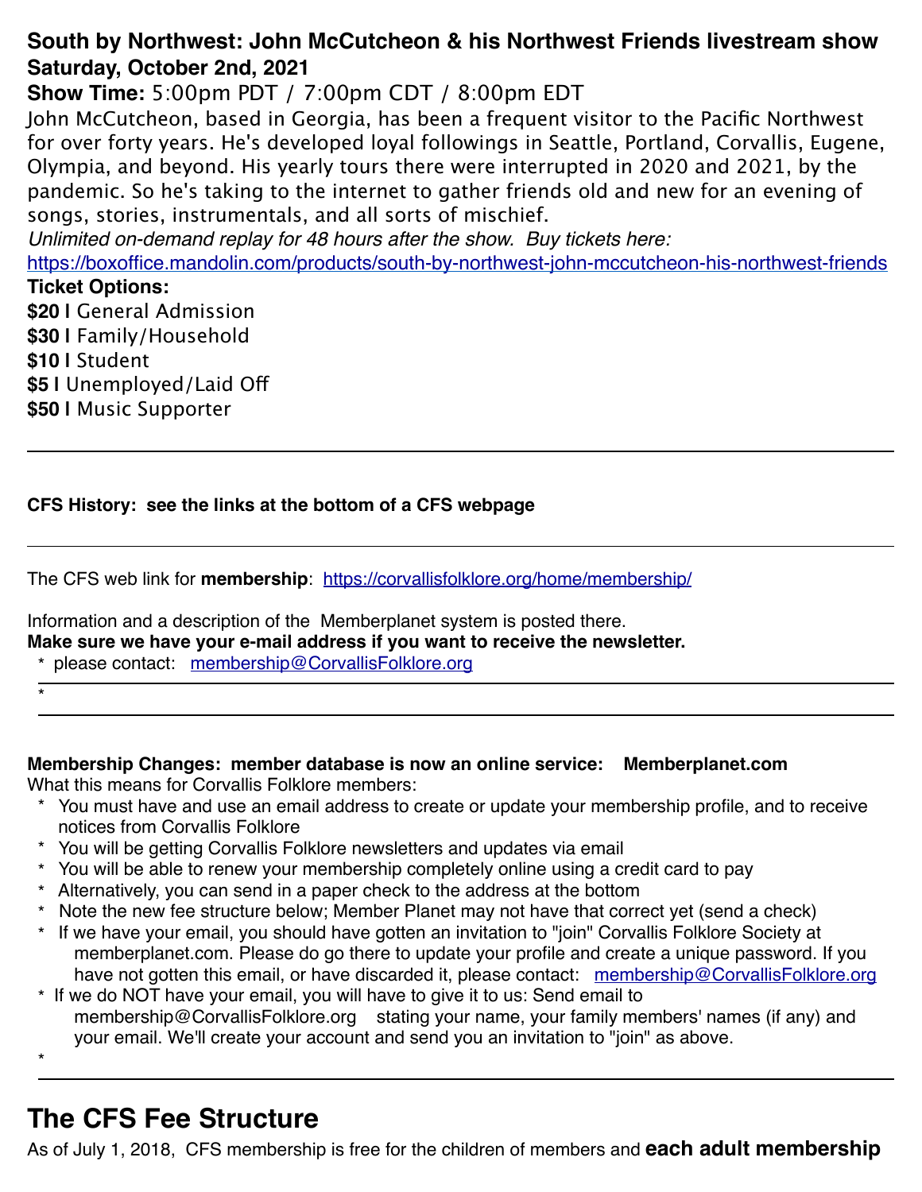**South by Northwest: John McCutcheon & his Northwest Friends livestream show**
**Saturday, October 2nd, 2021**

**Show Time:** 5:00pm PDT / 7:00pm CDT / 8:00pm EDT

John McCutcheon, based in Georgia, has been a frequent visitor to the Pacific Northwest for over forty years. He's developed loyal followings in Seattle, Portland, Corvallis, Eugene, Olympia, and beyond. His yearly tours there were interrupted in 2020 and 2021, by the pandemic. So he's taking to the internet to gather friends old and new for an evening of songs, stories, instrumentals, and all sorts of mischief.

*Unlimited on-demand replay for 48 hours after the show. Buy tickets here:*
https://boxoffice.mandolin.com/products/south-by-northwest-john-mccutcheon-his-northwest-friends

**Ticket Options:**
**$20 |** General Admission
**$30 |** Family/Household
**$10 |** Student
**$5 |** Unemployed/Laid Off
**$50 |** Music Supporter

---

**CFS History: see the links at the bottom of a CFS webpage**

---

The CFS web link for **membership**: https://corvallisfolklore.org/home/membership/

Information and a description of the Memberplanet system is posted there.
**Make sure we have your e-mail address if you want to receive the newsletter.**

* please contact: membership@CorvallisFolklore.org
*

---

**Membership Changes: member database is now an online service: Memberplanet.com**
What this means for Corvallis Folklore members:

* You must have and use an email address to create or update your membership profile, and to receive notices from Corvallis Folklore
* You will be getting Corvallis Folklore newsletters and updates via email
* You will be able to renew your membership completely online using a credit card to pay
* Alternatively, you can send in a paper check to the address at the bottom
* Note the new fee structure below; Member Planet may not have that correct yet (send a check)
* If we have your email, you should have gotten an invitation to "join" Corvallis Folklore Society at memberplanet.com. Please do go there to update your profile and create a unique password. If you have not gotten this email, or have discarded it, please contact: membership@CorvallisFolklore.org
* If we do NOT have your email, you will have to give it to us: Send email to membership@CorvallisFolklore.org stating your name, your family members' names (if any) and your email. We'll create your account and send you an invitation to "join" as above.
*

---

## The CFS Fee Structure

As of July 1, 2018, CFS membership is free for the children of members and **each adult membership**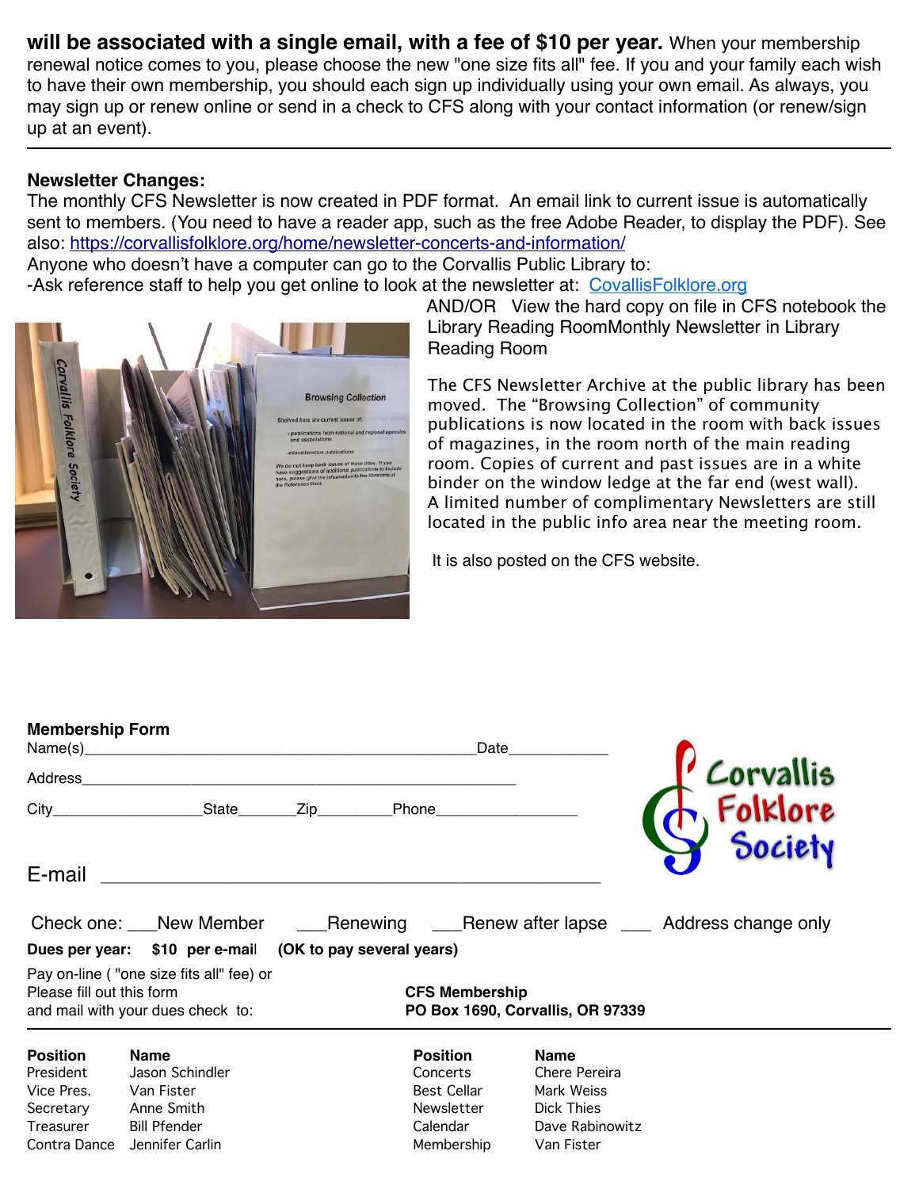**will be associated with a single email, with a fee of $10 per year.** When your membership renewal notice comes to you, please choose the new "one size fits all" fee. If you and your family each wish to have their own membership, you should each sign up individually using your own email. As always, you may sign up or renew online or send in a check to CFS along with your contact information (or renew/sign up at an event).

---

**Newsletter Changes:**

The monthly CFS Newsletter is now created in PDF format. An email link to current issue is automatically sent to members. (You need to have a reader app, such as the free Adobe Reader, to display the PDF). See also: https://corvallisfolklore.org/home/newsletter-concerts-and-information/

Anyone who doesn't have a computer can go to the Corvallis Public Library to:

-Ask reference staff to help you get online to look at the newsletter at: CorvallisFolklore.org

AND/OR View the hard copy on file in CFS notebook the Library Reading RoomMonthly Newsletter in Library Reading Room

The CFS Newsletter Archive at the public library has been moved. The "Browsing Collection" of community publications is now located in the room with back issues of magazines, in the room north of the main reading room. Copies of current and past issues are in a white binder on the window ledge at the far end (west wall). A limited number of complimentary Newsletters are still located in the public info area near the meeting room.

It is also posted on the CFS website.

**Membership Form**

Name(s)_______________________________________________Date____________

Address______________________________________________________

City__________________State_______Zip_________Phone_________________

E-mail ________________________________________________

Check one: ___New Member ___Renewing ___Renew after lapse ___ Address change only

**Dues per year: $10 per e-mail (OK to pay several years)**

Pay on-line ( "one size fits all" fee) or
Please fill out this form
and mail with your dues check to:

**CFS Membership**
**PO Box 1690, Corvallis, OR 97339**

Corvallis Folklore Society

---

| Position | Name | Position | Name |
|---|---|---|---|
| President | Jason Schindler | Concerts | Chere Pereira |
| Vice Pres. | Van Fister | Best Cellar | Mark Weiss |
| Secretary | Anne Smith | Newsletter | Dick Thies |
| Treasurer | Bill Pfender | Calendar | Dave Rabinowitz |
| Contra Dance | Jennifer Carlin | Membership | Van Fister |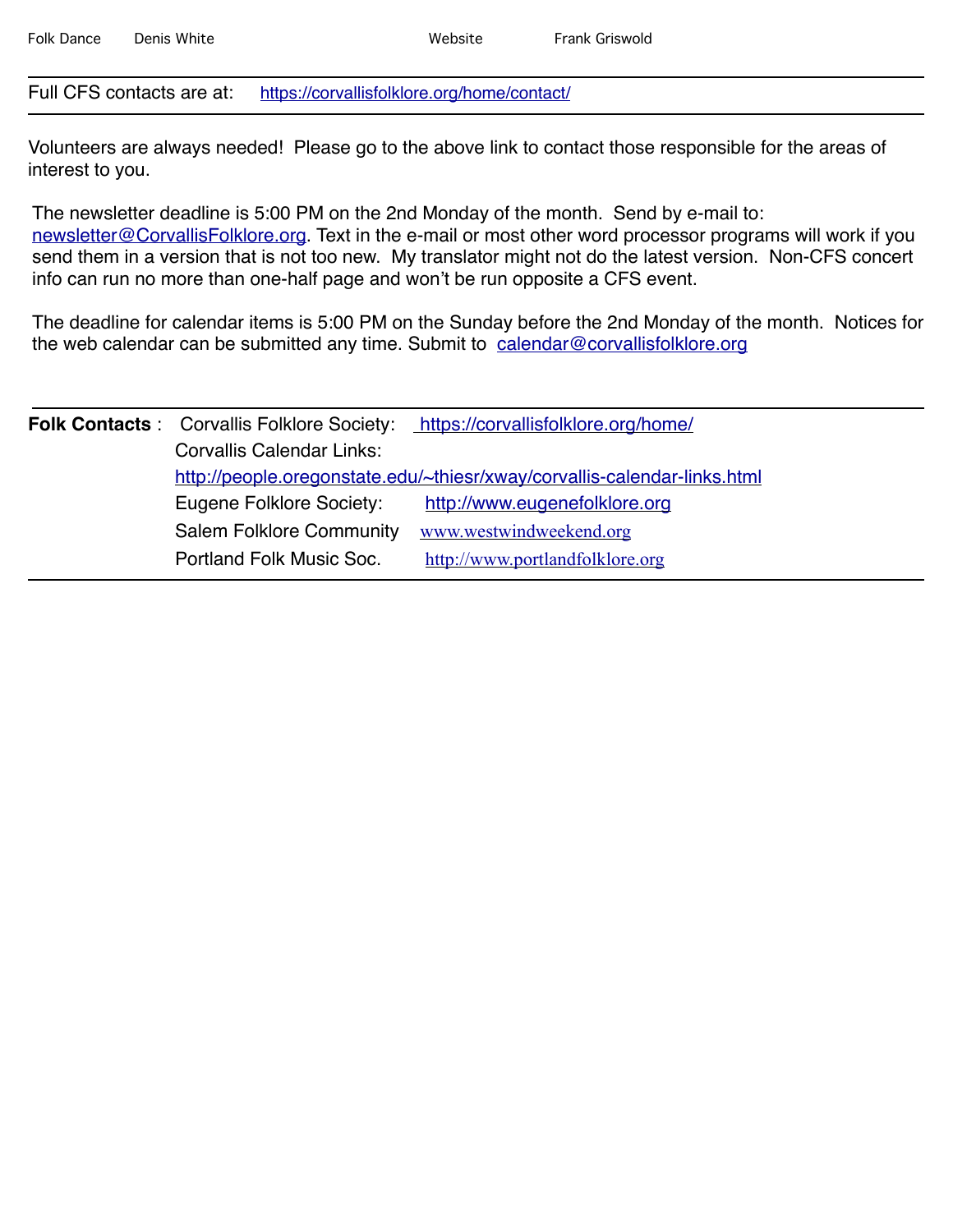| | | | |
|---|---|---|---|
| Folk Dance | Denis White | Website | Frank Griswold |

---

Full CFS contacts are at: https://corvallisfolklore.org/home/contact/

---

Volunteers are always needed! Please go to the above link to contact those responsible for the areas of interest to you.

The newsletter deadline is 5:00 PM on the 2nd Monday of the month. Send by e-mail to: newsletter@CorvallisFolklore.org. Text in the e-mail or most other word processor programs will work if you send them in a version that is not too new. My translator might not do the latest version. Non-CFS concert info can run no more than one-half page and won't be run opposite a CFS event.

The deadline for calendar items is 5:00 PM on the Sunday before the 2nd Monday of the month. Notices for the web calendar can be submitted any time. Submit to calendar@corvallisfolklore.org

---

**Folk Contacts** : Corvallis Folklore Society: https://corvallisfolklore.org/home/

Corvallis Calendar Links:
http://people.oregonstate.edu/~thiesr/xway/corvallis-calendar-links.html

Eugene Folklore Society: http://www.eugenefolklore.org

Salem Folklore Community www.westwindweekend.org

Portland Folk Music Soc. http://www.portlandfolklore.org

---